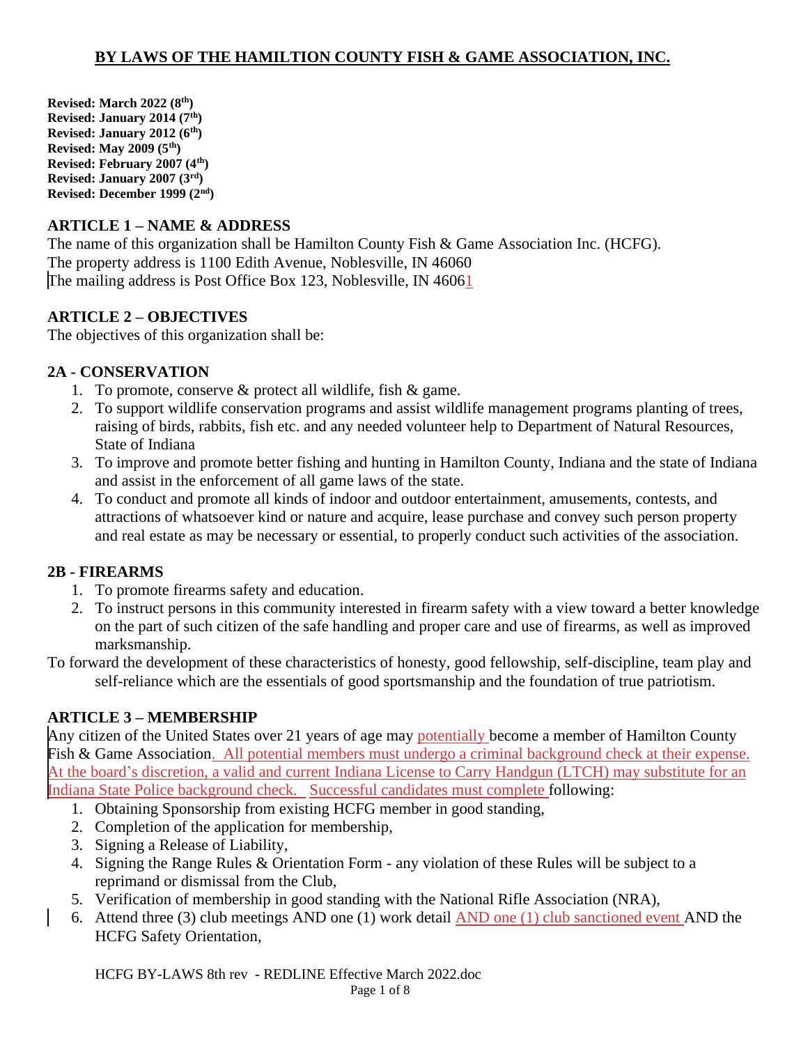# BY LAWS OF THE HAMILTION COUNTY FISH & GAME ASSOCIATION, INC.

**Revised: March 2022 (8th)**
**Revised: January 2014 (7th)**
**Revised: January 2012 (6th)**
**Revised: May 2009 (5th)**
**Revised: February 2007 (4th)**
**Revised: January 2007 (3rd)**
**Revised: December 1999 (2nd)**

## ARTICLE 1 – NAME & ADDRESS

The name of this organization shall be Hamilton County Fish & Game Association Inc. (HCFG).
The property address is 1100 Edith Avenue, Noblesville, IN 46060
The mailing address is Post Office Box 123, Noblesville, IN 46061

## ARTICLE 2 – OBJECTIVES

The objectives of this organization shall be:

### 2A - CONSERVATION

1. To promote, conserve & protect all wildlife, fish & game.
2. To support wildlife conservation programs and assist wildlife management programs planting of trees, raising of birds, rabbits, fish etc. and any needed volunteer help to Department of Natural Resources, State of Indiana
3. To improve and promote better fishing and hunting in Hamilton County, Indiana and the state of Indiana and assist in the enforcement of all game laws of the state.
4. To conduct and promote all kinds of indoor and outdoor entertainment, amusements, contests, and attractions of whatsoever kind or nature and acquire, lease purchase and convey such person property and real estate as may be necessary or essential, to properly conduct such activities of the association.

### 2B - FIREARMS

1. To promote firearms safety and education.
2. To instruct persons in this community interested in firearm safety with a view toward a better knowledge on the part of such citizen of the safe handling and proper care and use of firearms, as well as improved marksmanship.

To forward the development of these characteristics of honesty, good fellowship, self-discipline, team play and self-reliance which are the essentials of good sportsmanship and the foundation of true patriotism.

## ARTICLE 3 – MEMBERSHIP

Any citizen of the United States over 21 years of age may potentially become a member of Hamilton County Fish & Game Association. All potential members must undergo a criminal background check at their expense. At the board's discretion, a valid and current Indiana License to Carry Handgun (LTCH) may substitute for an Indiana State Police background check. Successful candidates must complete following:

1. Obtaining Sponsorship from existing HCFG member in good standing,
2. Completion of the application for membership,
3. Signing a Release of Liability,
4. Signing the Range Rules & Orientation Form - any violation of these Rules will be subject to a reprimand or dismissal from the Club,
5. Verification of membership in good standing with the National Rifle Association (NRA),
6. Attend three (3) club meetings AND one (1) work detail AND one (1) club sanctioned event AND the HCFG Safety Orientation,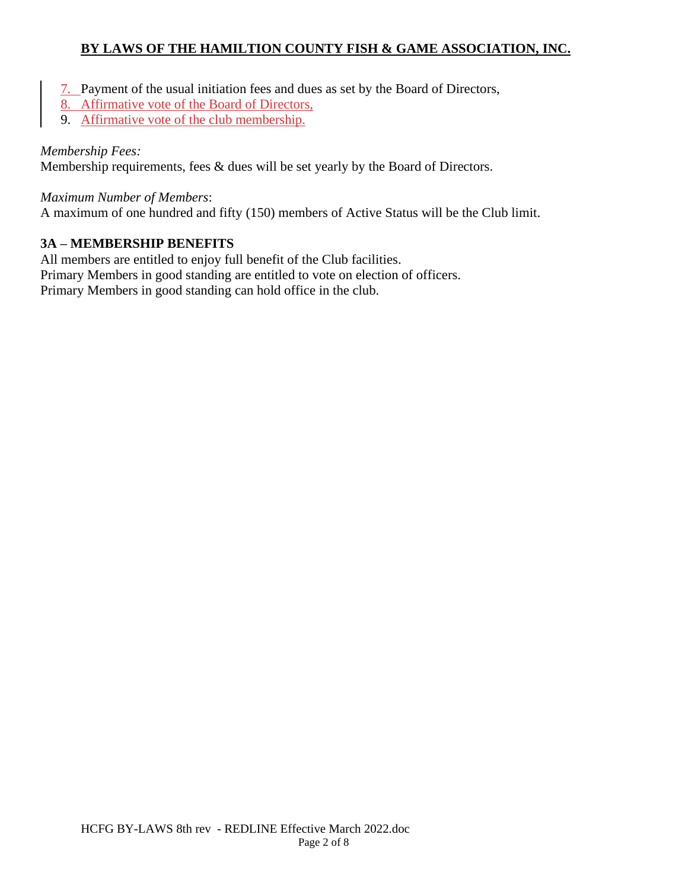7. Payment of the usual initiation fees and dues as set by the Board of Directors,
8. Affirmative vote of the Board of Directors,
9. Affirmative vote of the club membership.

*Membership Fees:*
Membership requirements, fees & dues will be set yearly by the Board of Directors.

*Maximum Number of Members*:
A maximum of one hundred and fifty (150) members of Active Status will be the Club limit.

### 3A – MEMBERSHIP BENEFITS

All members are entitled to enjoy full benefit of the Club facilities.
Primary Members in good standing are entitled to vote on election of officers.
Primary Members in good standing can hold office in the club.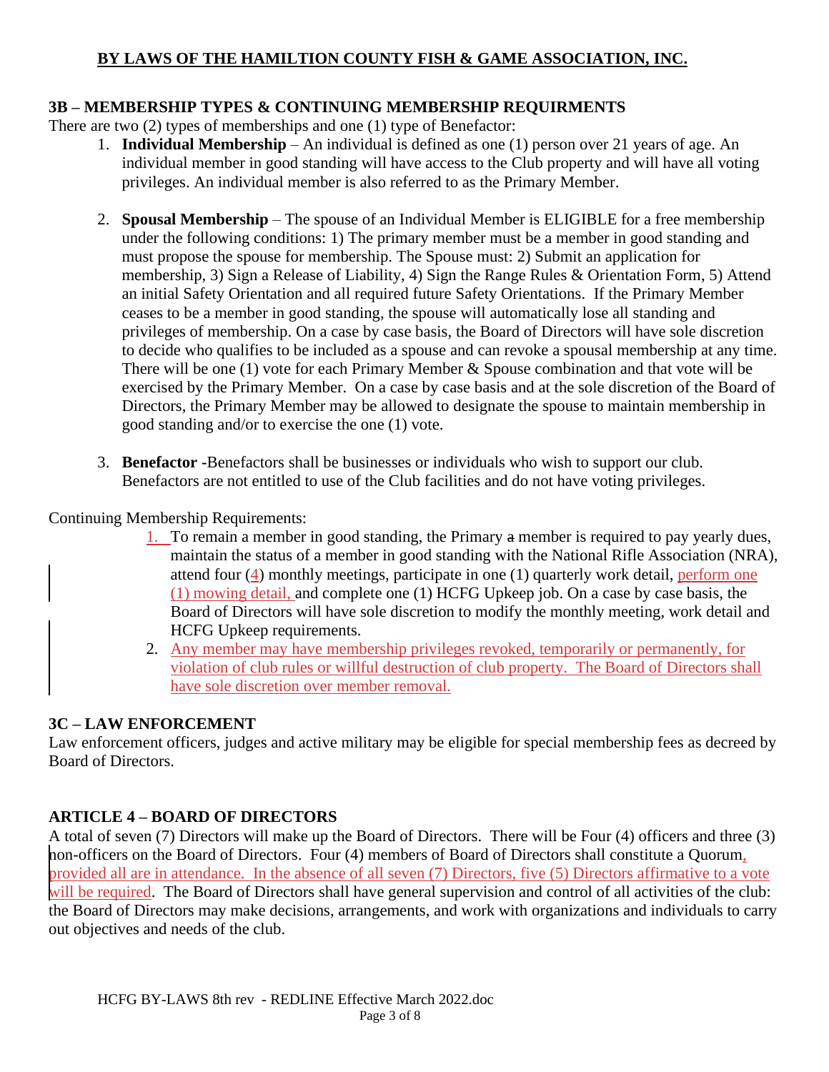**BY LAWS OF THE HAMILTION COUNTY FISH & GAME ASSOCIATION, INC.**

### 3B – MEMBERSHIP TYPES & CONTINUING MEMBERSHIP REQUIRMENTS

There are two (2) types of memberships and one (1) type of Benefactor:

1. **Individual Membership** – An individual is defined as one (1) person over 21 years of age. An individual member in good standing will have access to the Club property and will have all voting privileges. An individual member is also referred to as the Primary Member.

2. **Spousal Membership** – The spouse of an Individual Member is ELIGIBLE for a free membership under the following conditions: 1) The primary member must be a member in good standing and must propose the spouse for membership. The Spouse must: 2) Submit an application for membership, 3) Sign a Release of Liability, 4) Sign the Range Rules & Orientation Form, 5) Attend an initial Safety Orientation and all required future Safety Orientations. If the Primary Member ceases to be a member in good standing, the spouse will automatically lose all standing and privileges of membership. On a case by case basis, the Board of Directors will have sole discretion to decide who qualifies to be included as a spouse and can revoke a spousal membership at any time. There will be one (1) vote for each Primary Member & Spouse combination and that vote will be exercised by the Primary Member. On a case by case basis and at the sole discretion of the Board of Directors, the Primary Member may be allowed to designate the spouse to maintain membership in good standing and/or to exercise the one (1) vote.

3. **Benefactor -**Benefactors shall be businesses or individuals who wish to support our club. Benefactors are not entitled to use of the Club facilities and do not have voting privileges.

Continuing Membership Requirements:

1. To remain a member in good standing, the Primary ~~a~~ member is required to pay yearly dues, maintain the status of a member in good standing with the National Rifle Association (NRA), attend four (4) monthly meetings, participate in one (1) quarterly work detail, perform one (1) mowing detail, and complete one (1) HCFG Upkeep job. On a case by case basis, the Board of Directors will have sole discretion to modify the monthly meeting, work detail and HCFG Upkeep requirements.
2. Any member may have membership privileges revoked, temporarily or permanently, for violation of club rules or willful destruction of club property. The Board of Directors shall have sole discretion over member removal.

### 3C – LAW ENFORCEMENT

Law enforcement officers, judges and active military may be eligible for special membership fees as decreed by Board of Directors.

## ARTICLE 4 – BOARD OF DIRECTORS

A total of seven (7) Directors will make up the Board of Directors. There will be Four (4) officers and three (3) non-officers on the Board of Directors. Four (4) members of Board of Directors shall constitute a Quorum, provided all are in attendance. In the absence of all seven (7) Directors, five (5) Directors affirmative to a vote will be required. The Board of Directors shall have general supervision and control of all activities of the club: the Board of Directors may make decisions, arrangements, and work with organizations and individuals to carry out objectives and needs of the club.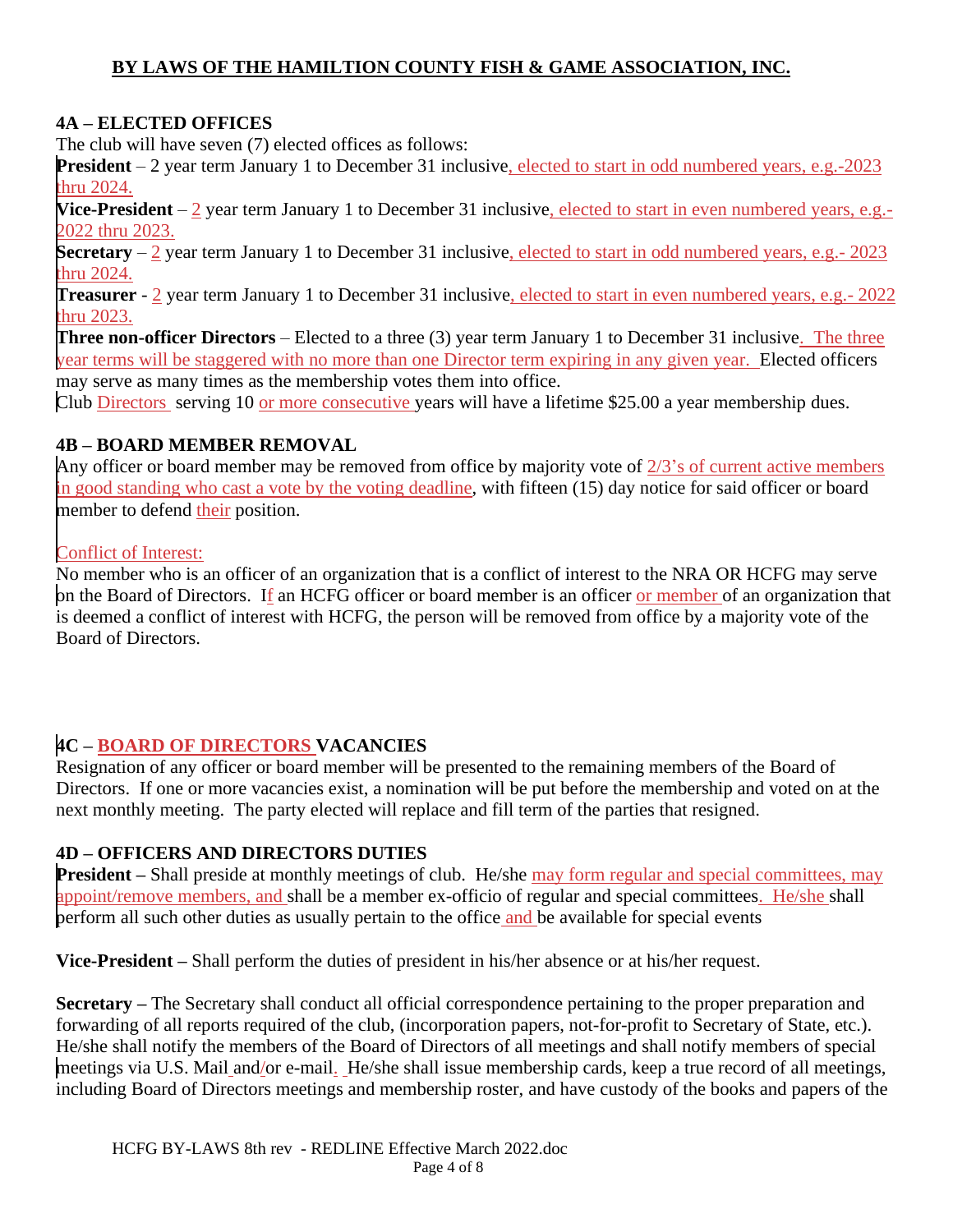## BY LAWS OF THE HAMILTION COUNTY FISH & GAME ASSOCIATION, INC.

### 4A – ELECTED OFFICES

The club will have seven (7) elected offices as follows:

**President** – 2 year term January 1 to December 31 inclusive, elected to start in odd numbered years, e.g.-2023 thru 2024.

**Vice-President** – 2 year term January 1 to December 31 inclusive, elected to start in even numbered years, e.g.-2022 thru 2023.

**Secretary** – 2 year term January 1 to December 31 inclusive, elected to start in odd numbered years, e.g.- 2023 thru 2024.

**Treasurer** - 2 year term January 1 to December 31 inclusive, elected to start in even numbered years, e.g.- 2022 thru 2023.

**Three non-officer Directors** – Elected to a three (3) year term January 1 to December 31 inclusive. The three year terms will be staggered with no more than one Director term expiring in any given year. Elected officers may serve as many times as the membership votes them into office.

Club Directors serving 10 or more consecutive years will have a lifetime $25.00 a year membership dues.

### 4B – BOARD MEMBER REMOVAL

Any officer or board member may be removed from office by majority vote of 2/3's of current active members in good standing who cast a vote by the voting deadline, with fifteen (15) day notice for said officer or board member to defend their position.

Conflict of Interest:

No member who is an officer of an organization that is a conflict of interest to the NRA OR HCFG may serve on the Board of Directors. If an HCFG officer or board member is an officer or member of an organization that is deemed a conflict of interest with HCFG, the person will be removed from office by a majority vote of the Board of Directors.

### 4C – BOARD OF DIRECTORS VACANCIES

Resignation of any officer or board member will be presented to the remaining members of the Board of Directors. If one or more vacancies exist, a nomination will be put before the membership and voted on at the next monthly meeting. The party elected will replace and fill term of the parties that resigned.

### 4D – OFFICERS AND DIRECTORS DUTIES

**President –** Shall preside at monthly meetings of club. He/she may form regular and special committees, may appoint/remove members, and shall be a member ex-officio of regular and special committees. He/she shall perform all such other duties as usually pertain to the office and be available for special events

**Vice-President –** Shall perform the duties of president in his/her absence or at his/her request.

**Secretary –** The Secretary shall conduct all official correspondence pertaining to the proper preparation and forwarding of all reports required of the club, (incorporation papers, not-for-profit to Secretary of State, etc.). He/she shall notify the members of the Board of Directors of all meetings and shall notify members of special meetings via U.S. Mail and/or e-mail. He/she shall issue membership cards, keep a true record of all meetings, including Board of Directors meetings and membership roster, and have custody of the books and papers of the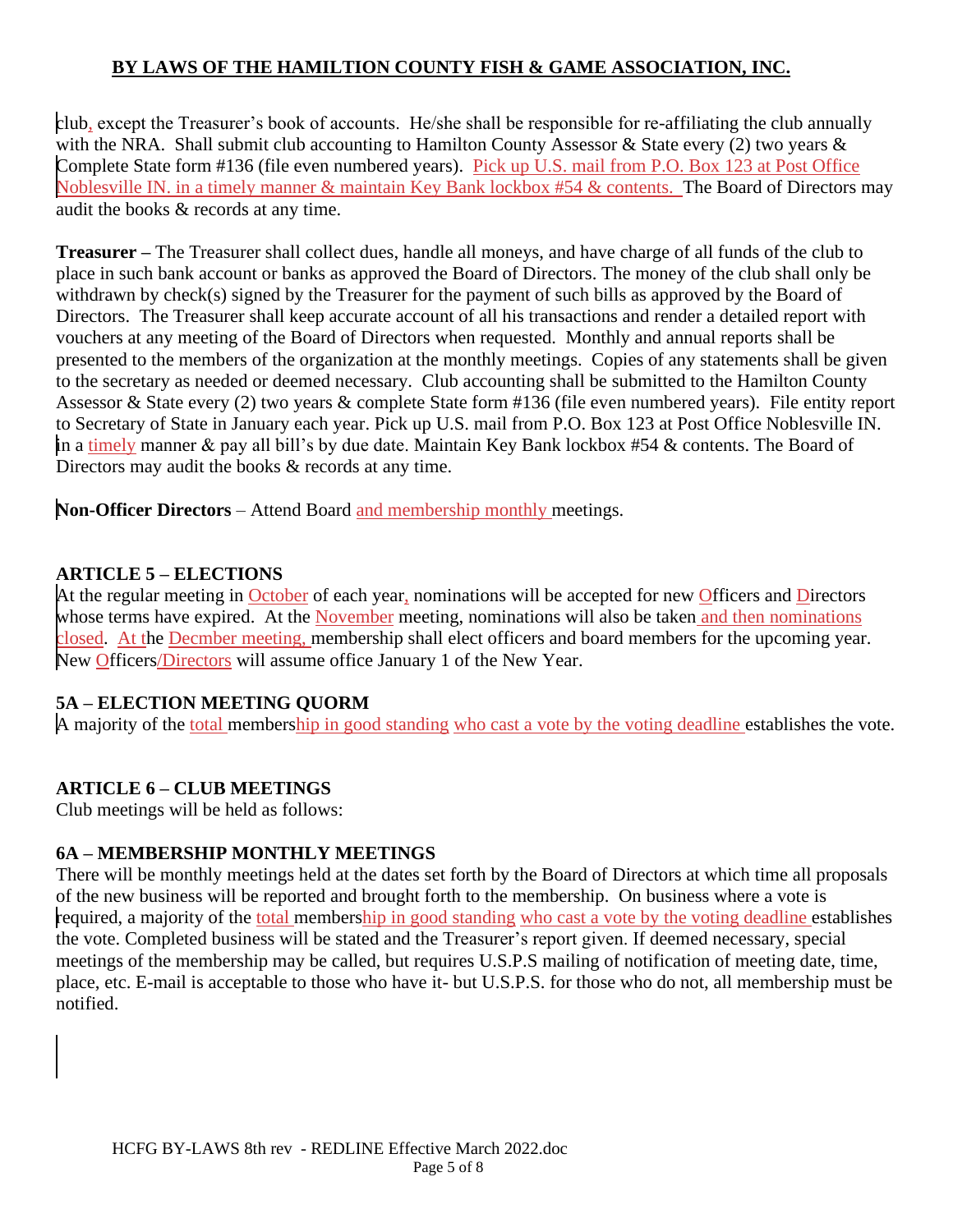club, except the Treasurer's book of accounts. He/she shall be responsible for re-affiliating the club annually with the NRA. Shall submit club accounting to Hamilton County Assessor & State every (2) two years & Complete State form #136 (file even numbered years). Pick up U.S. mail from P.O. Box 123 at Post Office Noblesville IN. in a timely manner & maintain Key Bank lockbox #54 & contents. The Board of Directors may audit the books & records at any time.

**Treasurer –** The Treasurer shall collect dues, handle all moneys, and have charge of all funds of the club to place in such bank account or banks as approved the Board of Directors. The money of the club shall only be withdrawn by check(s) signed by the Treasurer for the payment of such bills as approved by the Board of Directors. The Treasurer shall keep accurate account of all his transactions and render a detailed report with vouchers at any meeting of the Board of Directors when requested. Monthly and annual reports shall be presented to the members of the organization at the monthly meetings. Copies of any statements shall be given to the secretary as needed or deemed necessary. Club accounting shall be submitted to the Hamilton County Assessor & State every (2) two years & complete State form #136 (file even numbered years). File entity report to Secretary of State in January each year. Pick up U.S. mail from P.O. Box 123 at Post Office Noblesville IN. in a timely manner & pay all bill's by due date. Maintain Key Bank lockbox #54 & contents. The Board of Directors may audit the books & records at any time.

**Non-Officer Directors** – Attend Board and membership monthly meetings.

## ARTICLE 5 – ELECTIONS

At the regular meeting in October of each year, nominations will be accepted for new Officers and Directors whose terms have expired. At the November meeting, nominations will also be taken and then nominations closed. At the Decmber meeting, membership shall elect officers and board members for the upcoming year. New Officers/Directors will assume office January 1 of the New Year.

### 5A – ELECTION MEETING QUORM

A majority of the total membership in good standing who cast a vote by the voting deadline establishes the vote.

## ARTICLE 6 – CLUB MEETINGS

Club meetings will be held as follows:

### 6A – MEMBERSHIP MONTHLY MEETINGS

There will be monthly meetings held at the dates set forth by the Board of Directors at which time all proposals of the new business will be reported and brought forth to the membership. On business where a vote is required, a majority of the total membership in good standing who cast a vote by the voting deadline establishes the vote. Completed business will be stated and the Treasurer's report given. If deemed necessary, special meetings of the membership may be called, but requires U.S.P.S mailing of notification of meeting date, time, place, etc. E-mail is acceptable to those who have it- but U.S.P.S. for those who do not, all membership must be notified.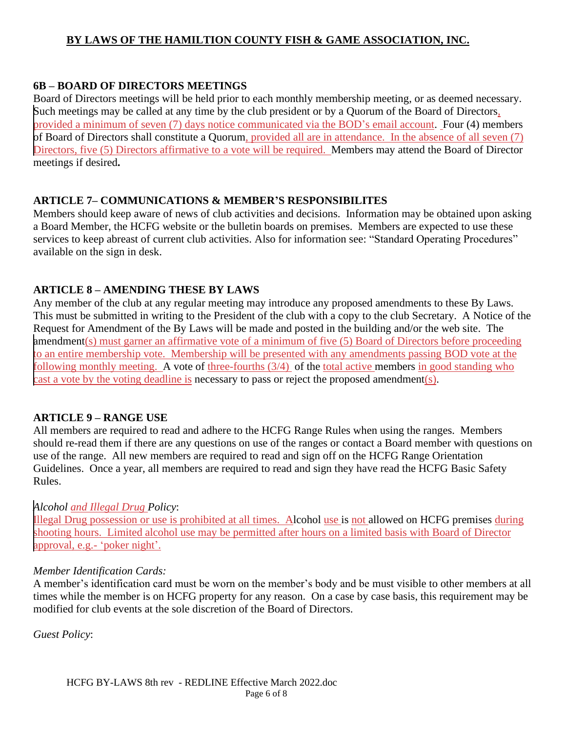## BY LAWS OF THE HAMILTION COUNTY FISH & GAME ASSOCIATION, INC.

### 6B – BOARD OF DIRECTORS MEETINGS

Board of Directors meetings will be held prior to each monthly membership meeting, or as deemed necessary. Such meetings may be called at any time by the club president or by a Quorum of the Board of Directors, provided a minimum of seven (7) days notice communicated via the BOD's email account. Four (4) members of Board of Directors shall constitute a Quorum, provided all are in attendance. In the absence of all seven (7) Directors, five (5) Directors affirmative to a vote will be required. Members may attend the Board of Director meetings if desired**.**

### ARTICLE 7– COMMUNICATIONS & MEMBER'S RESPONSIBILITES

Members should keep aware of news of club activities and decisions. Information may be obtained upon asking a Board Member, the HCFG website or the bulletin boards on premises. Members are expected to use these services to keep abreast of current club activities. Also for information see: "Standard Operating Procedures" available on the sign in desk.

### ARTICLE 8 – AMENDING THESE BY LAWS

Any member of the club at any regular meeting may introduce any proposed amendments to these By Laws. This must be submitted in writing to the President of the club with a copy to the club Secretary. A Notice of the Request for Amendment of the By Laws will be made and posted in the building and/or the web site. The amendment(s) must garner an affirmative vote of a minimum of five (5) Board of Directors before proceeding to an entire membership vote. Membership will be presented with any amendments passing BOD vote at the following monthly meeting. A vote of three-fourths (3/4) of the total active members in good standing who cast a vote by the voting deadline is necessary to pass or reject the proposed amendment(s).

### ARTICLE 9 – RANGE USE

All members are required to read and adhere to the HCFG Range Rules when using the ranges. Members should re-read them if there are any questions on use of the ranges or contact a Board member with questions on use of the range. All new members are required to read and sign off on the HCFG Range Orientation Guidelines. Once a year, all members are required to read and sign they have read the HCFG Basic Safety Rules.

*Alcohol and Illegal Drug Policy*:
Illegal Drug possession or use is prohibited at all times. Alcohol use is not allowed on HCFG premises during shooting hours. Limited alcohol use may be permitted after hours on a limited basis with Board of Director approval, e.g.- 'poker night'.

*Member Identification Cards:*
A member's identification card must be worn on the member's body and be must visible to other members at all times while the member is on HCFG property for any reason. On a case by case basis, this requirement may be modified for club events at the sole discretion of the Board of Directors.

*Guest Policy*: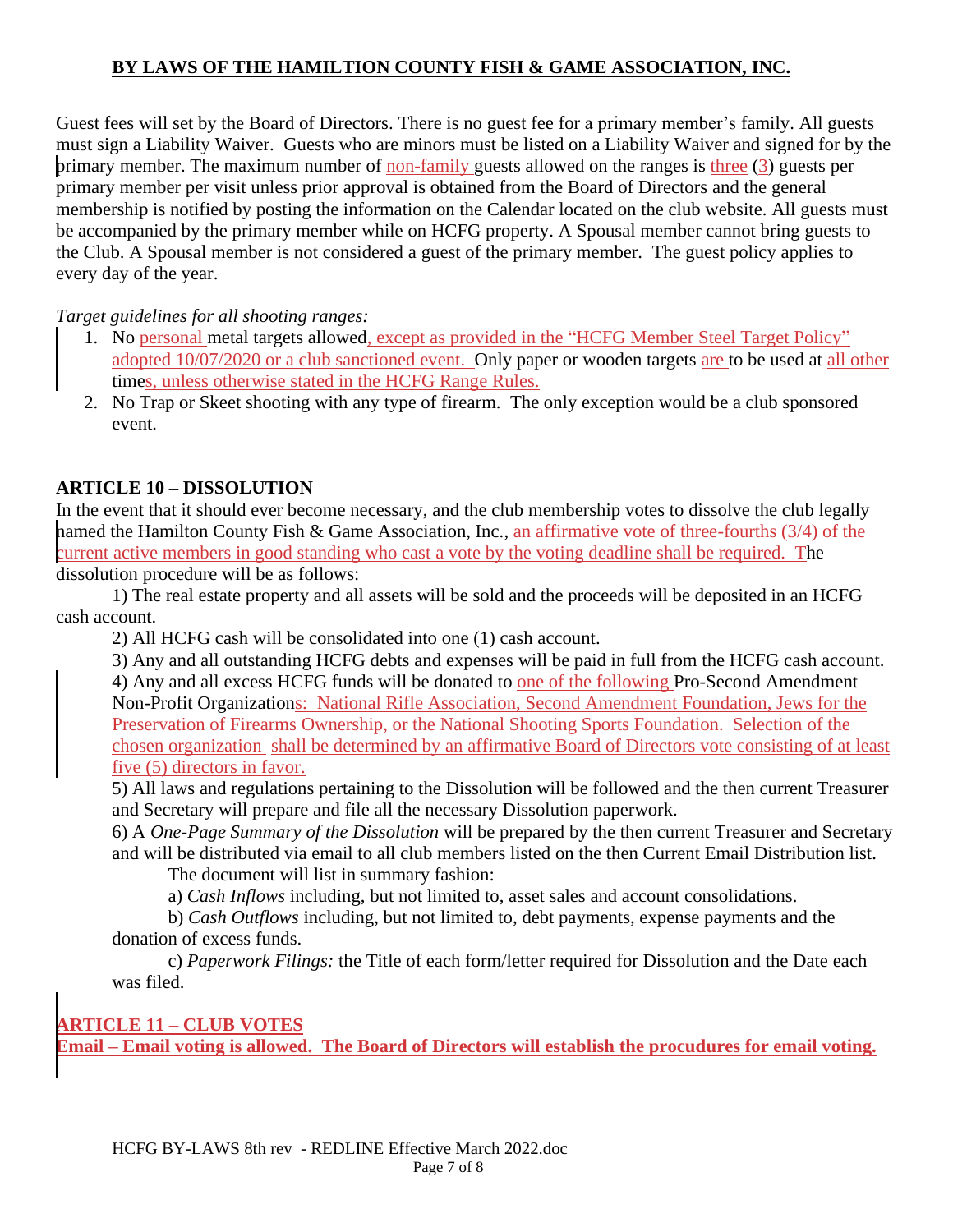## BY LAWS OF THE HAMILTION COUNTY FISH & GAME ASSOCIATION, INC.

Guest fees will set by the Board of Directors. There is no guest fee for a primary member's family. All guests must sign a Liability Waiver. Guests who are minors must be listed on a Liability Waiver and signed for by the primary member. The maximum number of non-family guests allowed on the ranges is three (3) guests per primary member per visit unless prior approval is obtained from the Board of Directors and the general membership is notified by posting the information on the Calendar located on the club website. All guests must be accompanied by the primary member while on HCFG property. A Spousal member cannot bring guests to the Club. A Spousal member is not considered a guest of the primary member. The guest policy applies to every day of the year.

*Target guidelines for all shooting ranges:*

1. No personal metal targets allowed, except as provided in the "HCFG Member Steel Target Policy" adopted 10/07/2020 or a club sanctioned event. Only paper or wooden targets are to be used at all other times, unless otherwise stated in the HCFG Range Rules.
2. No Trap or Skeet shooting with any type of firearm. The only exception would be a club sponsored event.

### ARTICLE 10 – DISSOLUTION

In the event that it should ever become necessary, and the club membership votes to dissolve the club legally named the Hamilton County Fish & Game Association, Inc., an affirmative vote of three-fourths (3/4) of the current active members in good standing who cast a vote by the voting deadline shall be required. The dissolution procedure will be as follows:

1) The real estate property and all assets will be sold and the proceeds will be deposited in an HCFG cash account.

2) All HCFG cash will be consolidated into one (1) cash account.

3) Any and all outstanding HCFG debts and expenses will be paid in full from the HCFG cash account.

4) Any and all excess HCFG funds will be donated to one of the following Pro-Second Amendment Non-Profit Organizations: National Rifle Association, Second Amendment Foundation, Jews for the Preservation of Firearms Ownership, or the National Shooting Sports Foundation. Selection of the chosen organization shall be determined by an affirmative Board of Directors vote consisting of at least five (5) directors in favor.

5) All laws and regulations pertaining to the Dissolution will be followed and the then current Treasurer and Secretary will prepare and file all the necessary Dissolution paperwork.

6) A *One-Page Summary of the Dissolution* will be prepared by the then current Treasurer and Secretary and will be distributed via email to all club members listed on the then Current Email Distribution list.

The document will list in summary fashion:

a) *Cash Inflows* including, but not limited to, asset sales and account consolidations.

b) *Cash Outflows* including, but not limited to, debt payments, expense payments and the donation of excess funds.

c) *Paperwork Filings:* the Title of each form/letter required for Dissolution and the Date each was filed.

### ARTICLE 11 – CLUB VOTES

**Email – Email voting is allowed. The Board of Directors will establish the procudures for email voting.**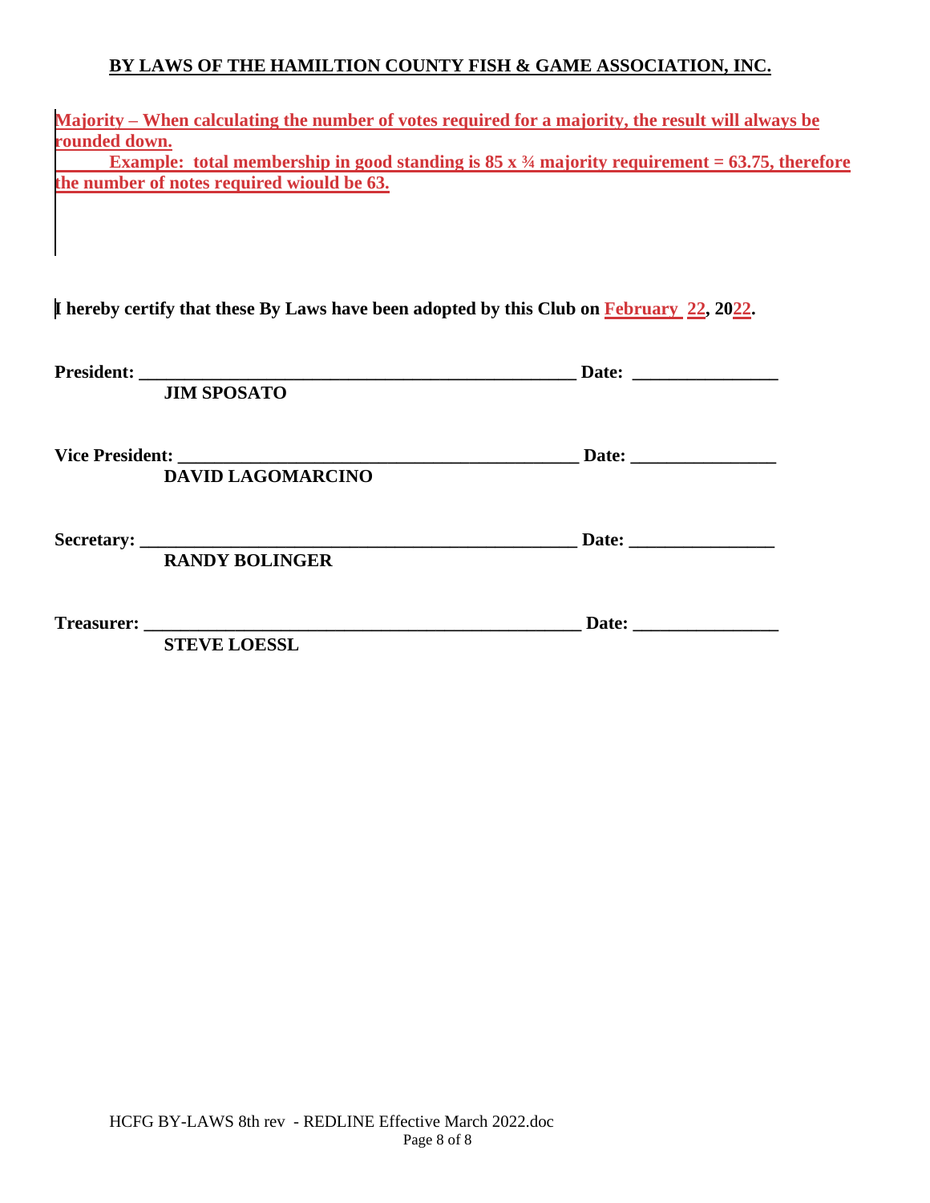## BY LAWS OF THE HAMILTION COUNTY FISH & GAME ASSOCIATION, INC.

**Majority – When calculating the number of votes required for a majority, the result will always be rounded down.**

**Example: total membership in good standing is 85 x ¾ majority requirement = 63.75, therefore the number of notes required wiould be 63.**

**I hereby certify that these By Laws have been adopted by this Club on February 22, 2022.**

**President: \_\_\_\_\_\_\_\_\_\_\_\_\_\_\_\_\_\_\_\_\_\_\_\_\_\_\_\_\_\_\_\_\_\_\_\_\_\_\_\_\_\_\_\_\_\_\_\_ Date: \_\_\_\_\_\_\_\_\_\_\_\_\_\_\_\_**
**JIM SPOSATO**

**Vice President: \_\_\_\_\_\_\_\_\_\_\_\_\_\_\_\_\_\_\_\_\_\_\_\_\_\_\_\_\_\_\_\_\_\_\_\_\_\_\_\_\_\_\_\_ Date: \_\_\_\_\_\_\_\_\_\_\_\_\_\_\_\_**
**DAVID LAGOMARCINO**

**Secretary: \_\_\_\_\_\_\_\_\_\_\_\_\_\_\_\_\_\_\_\_\_\_\_\_\_\_\_\_\_\_\_\_\_\_\_\_\_\_\_\_\_\_\_\_\_\_\_\_ Date: \_\_\_\_\_\_\_\_\_\_\_\_\_\_\_\_**
**RANDY BOLINGER**

**Treasurer: \_\_\_\_\_\_\_\_\_\_\_\_\_\_\_\_\_\_\_\_\_\_\_\_\_\_\_\_\_\_\_\_\_\_\_\_\_\_\_\_\_\_\_\_\_\_\_\_ Date: \_\_\_\_\_\_\_\_\_\_\_\_\_\_\_\_**
**STEVE LOESSL**